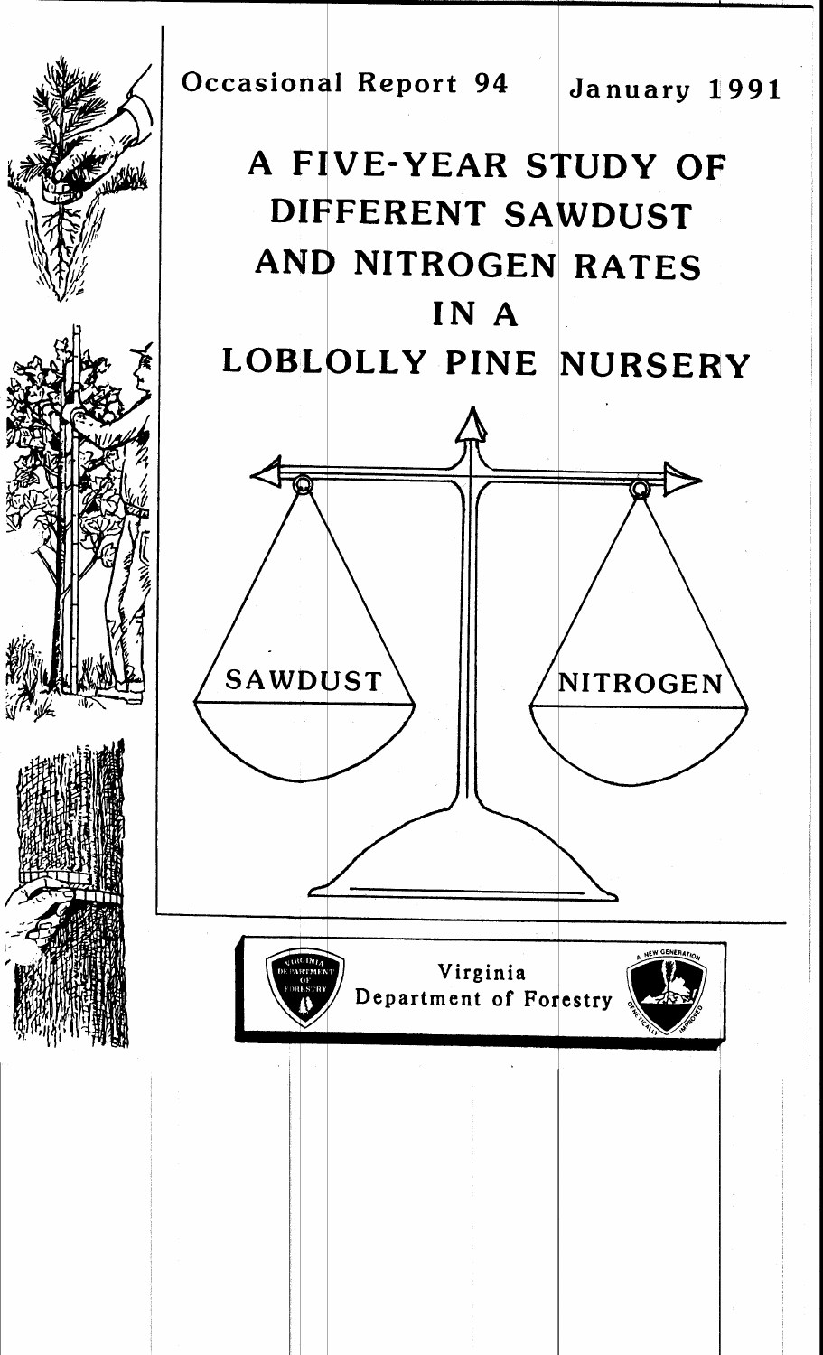Occasional Report 94 January 1991

# A FIVE-YEAR STUDY OF DIFFERENT SAWDUST AND NITROGEN RATES IN A LOBLOLLY PINE NURSERY

SAWDUST NITROGEN

Virginia Department of Forestry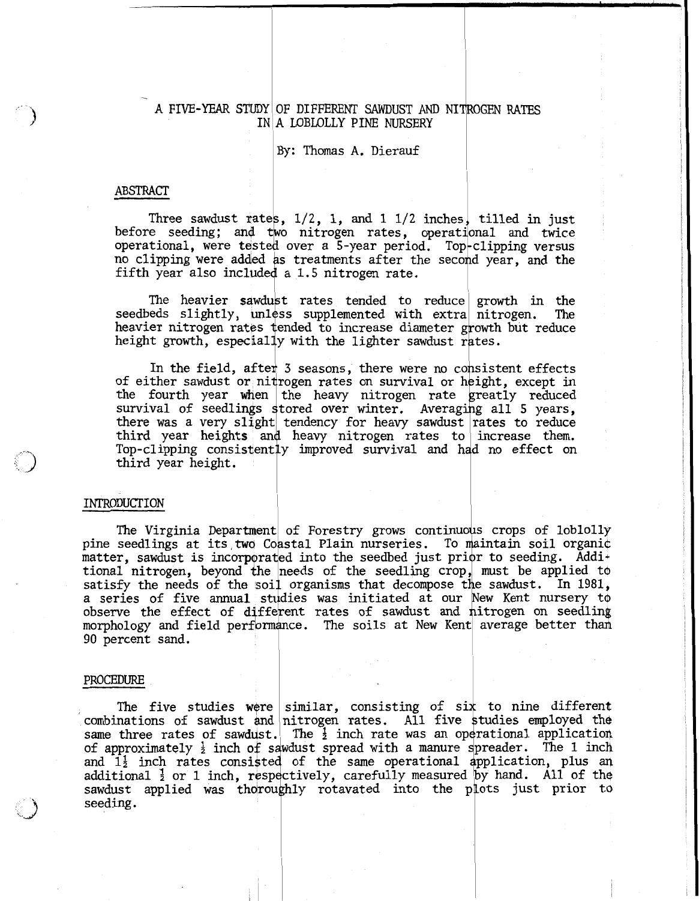# A FIVE-YEAR STUDY OF DIFFERENT SAWDUST AND NITROGEN RATES IN A LOBLOLLY PINE NURSERY

By: Thomas A. Dierauf

## ABSTRACT

Three sawdust rates, 1/2, 1, and 1 1/2 inches, tilled in just before seeding; and two nitrogen rates, operational and twice operational, were tested over a 5-year period. Top-clipping versus no clipping were added as treatments after the second year, and the fifth year also included a 1.5 nitrogen rate.

The heavier sawdust rates tended to reduce growth in the seedbeds slightly, unless supplemented with extra nitrogen. The heavier nitrogen rates tended to increase diameter growth but reduce height growth, especially with the lighter sawdust rates.

In the field, after 3 seasons, there were no consistent effects of either sawdust or nitrogen rates on survival or height, except in the fourth year when the heavy nitrogen rate greatly reduced survival of seedlings stored over winter. Averaging all 5 years, there was a very slight tendency for heavy sawdust rates to reduce third year heights and heavy nitrogen rates to increase them. Top-clipping consistently improved survival and had no effect on third year height.

## INTRODUCTION

The Virginia Department of Forestry grows continuous crops of loblolly pine seedlings at its two Coastal Plain nurseries. To maintain soil organic matter, sawdust is incorporated into the seedbed just prior to seeding. Additional nitrogen, beyond the needs of the seedling crop, must be applied to satisfy the needs of the soil organisms that decompose the sawdust. In 1981, a series of five annual studies was initiated at our New Kent nursery to observe the effect of different rates of sawdust and nitrogen on seedling morphology and field performance. The soils at New Kent average better than 90 percent sand.

## PROCEDURE

The five studies were similar, consisting of six to nine different combinations of sawdust and nitrogen rates. All five studies employed the same three rates of sawdust. The ½ inch rate was an operational application of approximately ½ inch of sawdust spread with a manure spreader. The 1 inch and 1½ inch rates consisted of the same operational application, plus an additional ½ or 1 inch, respectively, carefully measured by hand. All of the sawdust applied was thoroughly rotavated into the plots just prior to seeding.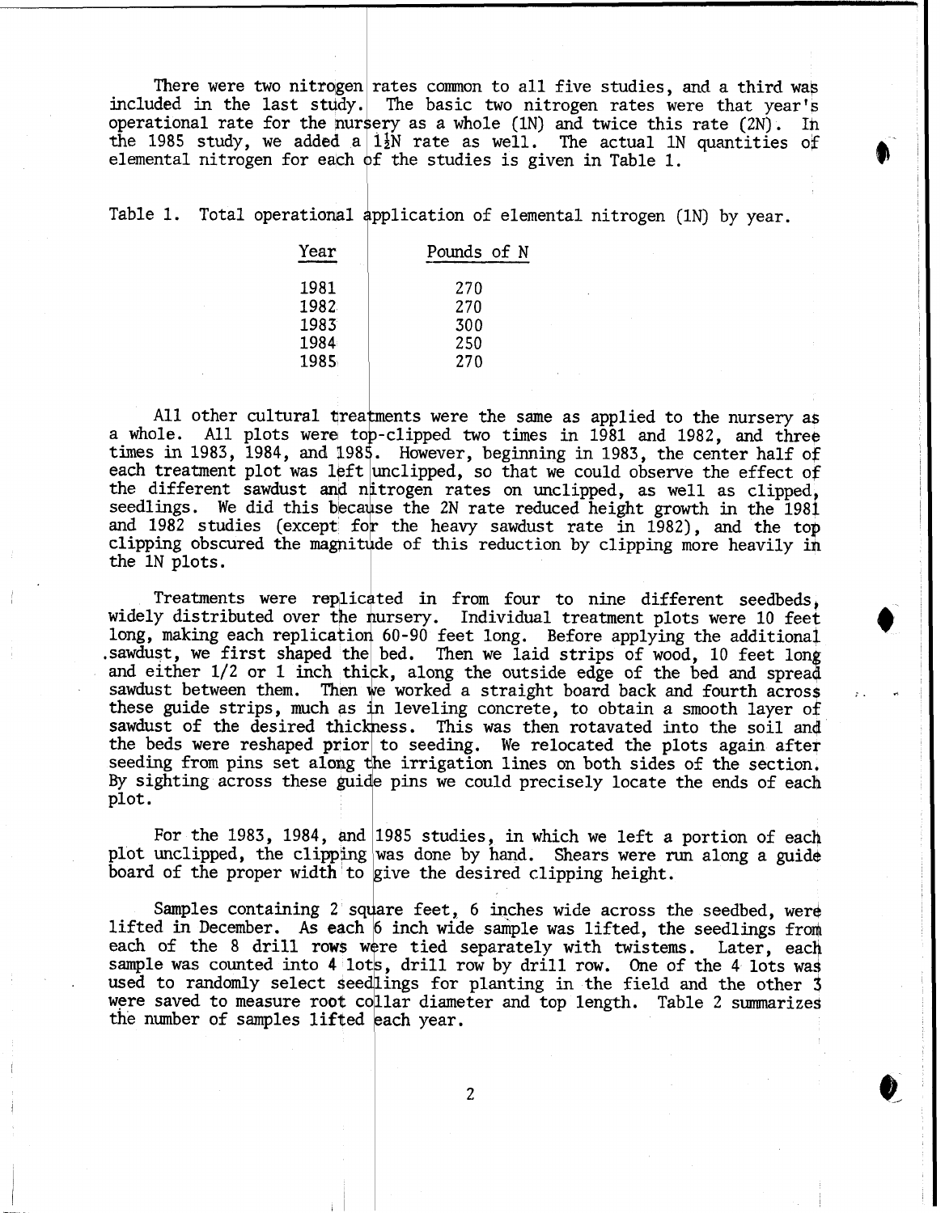There were two nitrogen rates common to all five studies, and a third was included in the last study. The basic two nitrogen rates were that year's operational rate for the nursery as a whole (1N) and twice this rate (2N). In the 1985 study, we added a $1\frac{1}{2}$N rate as well. The actual 1N quantities of elemental nitrogen for each of the studies is given in Table 1.

Table 1. Total operational application of elemental nitrogen (1N) by year.

| Year | Pounds of N |
|---|---|
| 1981 | 270 |
| 1982 | 270 |
| 1983 | 300 |
| 1984 | 250 |
| 1985 | 270 |

All other cultural treatments were the same as applied to the nursery as a whole. All plots were top-clipped two times in 1981 and 1982, and three times in 1983, 1984, and 1985. However, beginning in 1983, the center half of each treatment plot was left unclipped, so that we could observe the effect of the different sawdust and nitrogen rates on unclipped, as well as clipped, seedlings. We did this because the 2N rate reduced height growth in the 1981 and 1982 studies (except for the heavy sawdust rate in 1982), and the top clipping obscured the magnitude of this reduction by clipping more heavily in the 1N plots.

Treatments were replicated in from four to nine different seedbeds, widely distributed over the nursery. Individual treatment plots were 10 feet long, making each replication 60-90 feet long. Before applying the additional sawdust, we first shaped the bed. Then we laid strips of wood, 10 feet long and either 1/2 or 1 inch thick, along the outside edge of the bed and spread sawdust between them. Then we worked a straight board back and fourth across these guide strips, much as in leveling concrete, to obtain a smooth layer of sawdust of the desired thickness. This was then rotavated into the soil and the beds were reshaped prior to seeding. We relocated the plots again after seeding from pins set along the irrigation lines on both sides of the section. By sighting across these guide pins we could precisely locate the ends of each plot.

For the 1983, 1984, and 1985 studies, in which we left a portion of each plot unclipped, the clipping was done by hand. Shears were run along a guide board of the proper width to give the desired clipping height.

Samples containing 2 square feet, 6 inches wide across the seedbed, were lifted in December. As each 6 inch wide sample was lifted, the seedlings from each of the 8 drill rows were tied separately with twistems. Later, each sample was counted into 4 lots, drill row by drill row. One of the 4 lots was used to randomly select seedlings for planting in the field and the other 3 were saved to measure root collar diameter and top length. Table 2 summarizes the number of samples lifted each year.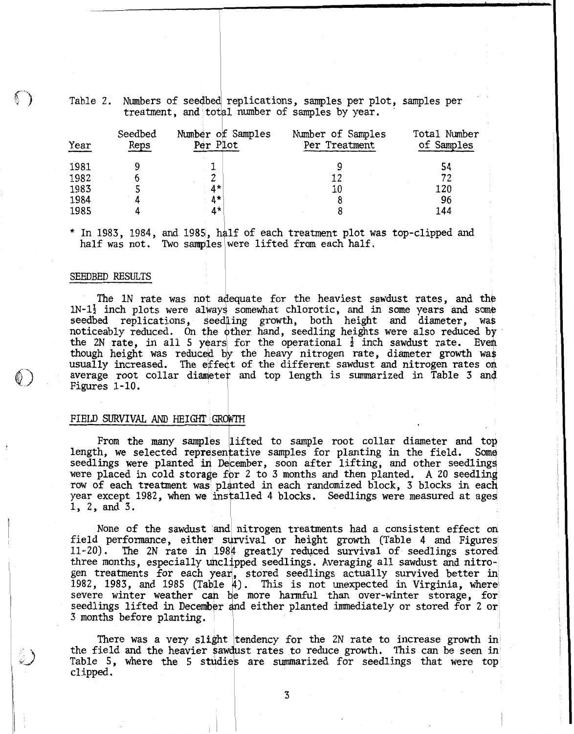Table 2. Numbers of seedbed replications, samples per plot, samples per treatment, and total number of samples by year.

| Year | Seedbed Reps | Number of Samples Per Plot | Number of Samples Per Treatment | Total Number of Samples |
|---|---|---|---|---|
| 1981 | 9 | 1 | 9 | 54 |
| 1982 | 6 | 2 | 12 | 72 |
| 1983 | 5 | 4* | 10 | 120 |
| 1984 | 4 | 4* | 8 | 96 |
| 1985 | 4 | 4* | 8 | 144 |

* In 1983, 1984, and 1985, half of each treatment plot was top-clipped and half was not. Two samples were lifted from each half.

## SEEDBED RESULTS

The 1N rate was not adequate for the heaviest sawdust rates, and the 1N-1½ inch plots were always somewhat chlorotic, and in some years and some seedbed replications, seedling growth, both height and diameter, was noticeably reduced. On the other hand, seedling heights were also reduced by the 2N rate, in all 5 years for the operational ½ inch sawdust rate. Even though height was reduced by the heavy nitrogen rate, diameter growth was usually increased. The effect of the different sawdust and nitrogen rates on average root collar diameter and top length is summarized in Table 3 and Figures 1-10.

## FIELD SURVIVAL AND HEIGHT GROWTH

From the many samples lifted to sample root collar diameter and top length, we selected representative samples for planting in the field. Some seedlings were planted in December, soon after lifting, and other seedlings were placed in cold storage for 2 to 3 months and then planted. A 20 seedling row of each treatment was planted in each randomized block, 3 blocks in each year except 1982, when we installed 4 blocks. Seedlings were measured at ages 1, 2, and 3.

None of the sawdust and nitrogen treatments had a consistent effect on field performance, either survival or height growth (Table 4 and Figures 11-20). The 2N rate in 1984 greatly reduced survival of seedlings stored three months, especially unclipped seedlings. Averaging all sawdust and nitrogen treatments for each year, stored seedlings actually survived better in 1982, 1983, and 1985 (Table 4). This is not unexpected in Virginia, where severe winter weather can be more harmful than over-winter storage, for seedlings lifted in December and either planted immediately or stored for 2 or 3 months before planting.

There was a very slight tendency for the 2N rate to increase growth in the field and the heavier sawdust rates to reduce growth. This can be seen in Table 5, where the 5 studies are summarized for seedlings that were top clipped.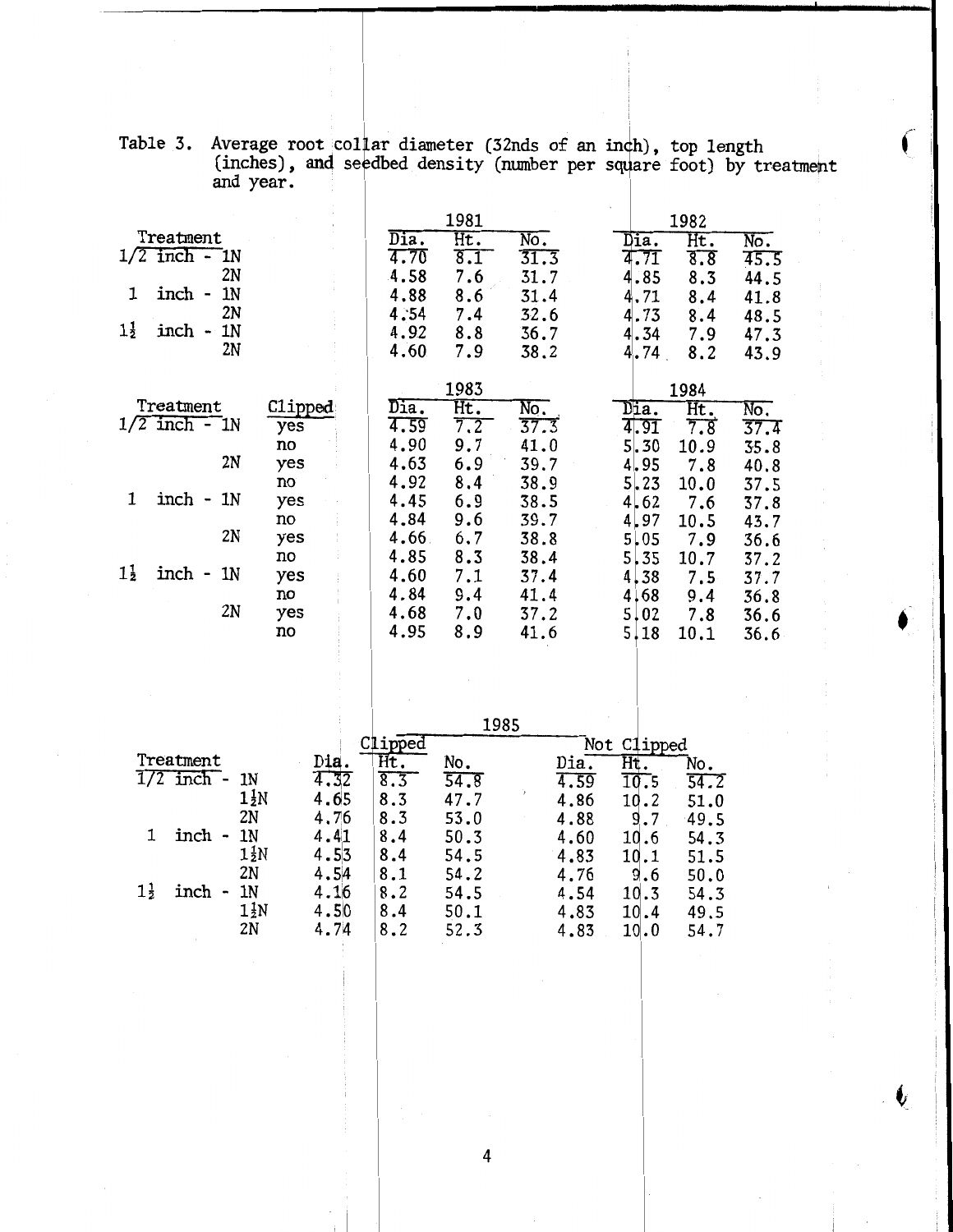Table 3. Average root collar diameter (32nds of an inch), top length (inches), and seedbed density (number per square foot) by treatment and year.

| Treatment | | 1981 | | | 1982 | | |
|---|---|---|---|---|---|---|---|
| | | Dia. | Ht. | No. | Dia. | Ht. | No. |
| 1/2 inch | 1N | 4.70 | 8.1 | 31.3 | 4.71 | 8.8 | 45.5 |
| | 2N | 4.58 | 7.6 | 31.7 | 4.85 | 8.3 | 44.5 |
| 1 inch | 1N | 4.88 | 8.6 | 31.4 | 4.71 | 8.4 | 41.8 |
| | 2N | 4.54 | 7.4 | 32.6 | 4.73 | 8.4 | 48.5 |
| 1½ inch | 1N | 4.92 | 8.8 | 36.7 | 4.34 | 7.9 | 47.3 |
| | 2N | 4.60 | 7.9 | 38.2 | 4.74 | 8.2 | 43.9 |

| Treatment | | Clipped | 1983 | | | 1984 | | |
|---|---|---|---|---|---|---|---|---|
| | | | Dia. | Ht. | No. | Dia. | Ht. | No. |
| 1/2 inch | 1N | yes | 4.59 | 7.2 | 37.3 | 4.91 | 7.8 | 37.4 |
| | | no | 4.90 | 9.7 | 41.0 | 5.30 | 10.9 | 35.8 |
| | 2N | yes | 4.63 | 6.9 | 39.7 | 4.95 | 7.8 | 40.8 |
| | | no | 4.92 | 8.4 | 38.9 | 5.23 | 10.0 | 37.5 |
| 1 inch | 1N | yes | 4.45 | 6.9 | 38.5 | 4.62 | 7.6 | 37.8 |
| | | no | 4.84 | 9.6 | 39.7 | 4.97 | 10.5 | 43.7 |
| | 2N | yes | 4.66 | 6.7 | 38.8 | 5.05 | 7.9 | 36.6 |
| | | no | 4.85 | 8.3 | 38.4 | 5.35 | 10.7 | 37.2 |
| 1½ inch | 1N | yes | 4.60 | 7.1 | 37.4 | 4.38 | 7.5 | 37.7 |
| | | no | 4.84 | 9.4 | 41.4 | 4.68 | 9.4 | 36.8 |
| | 2N | yes | 4.68 | 7.0 | 37.2 | 5.02 | 7.8 | 36.6 |
| | | no | 4.95 | 8.9 | 41.6 | 5.18 | 10.1 | 36.6 |

| Treatment | | 1985 Clipped | | | 1985 Not Clipped | | |
|---|---|---|---|---|---|---|---|
| | | Dia. | Ht. | No. | Dia. | Ht. | No. |
| 1/2 inch | 1N | 4.32 | 8.3 | 54.8 | 4.59 | 10.5 | 54.2 |
| | 1½N | 4.65 | 8.3 | 47.7 | 4.86 | 10.2 | 51.0 |
| | 2N | 4.76 | 8.3 | 53.0 | 4.88 | 9.7 | 49.5 |
| 1 inch | 1N | 4.41 | 8.4 | 50.3 | 4.60 | 10.6 | 54.3 |
| | 1½N | 4.53 | 8.4 | 54.5 | 4.83 | 10.1 | 51.5 |
| | 2N | 4.54 | 8.1 | 54.2 | 4.76 | 9.6 | 50.0 |
| 1½ inch | 1N | 4.16 | 8.2 | 54.5 | 4.54 | 10.3 | 54.3 |
| | 1½N | 4.50 | 8.4 | 50.1 | 4.83 | 10.4 | 49.5 |
| | 2N | 4.74 | 8.2 | 52.3 | 4.83 | 10.0 | 54.7 |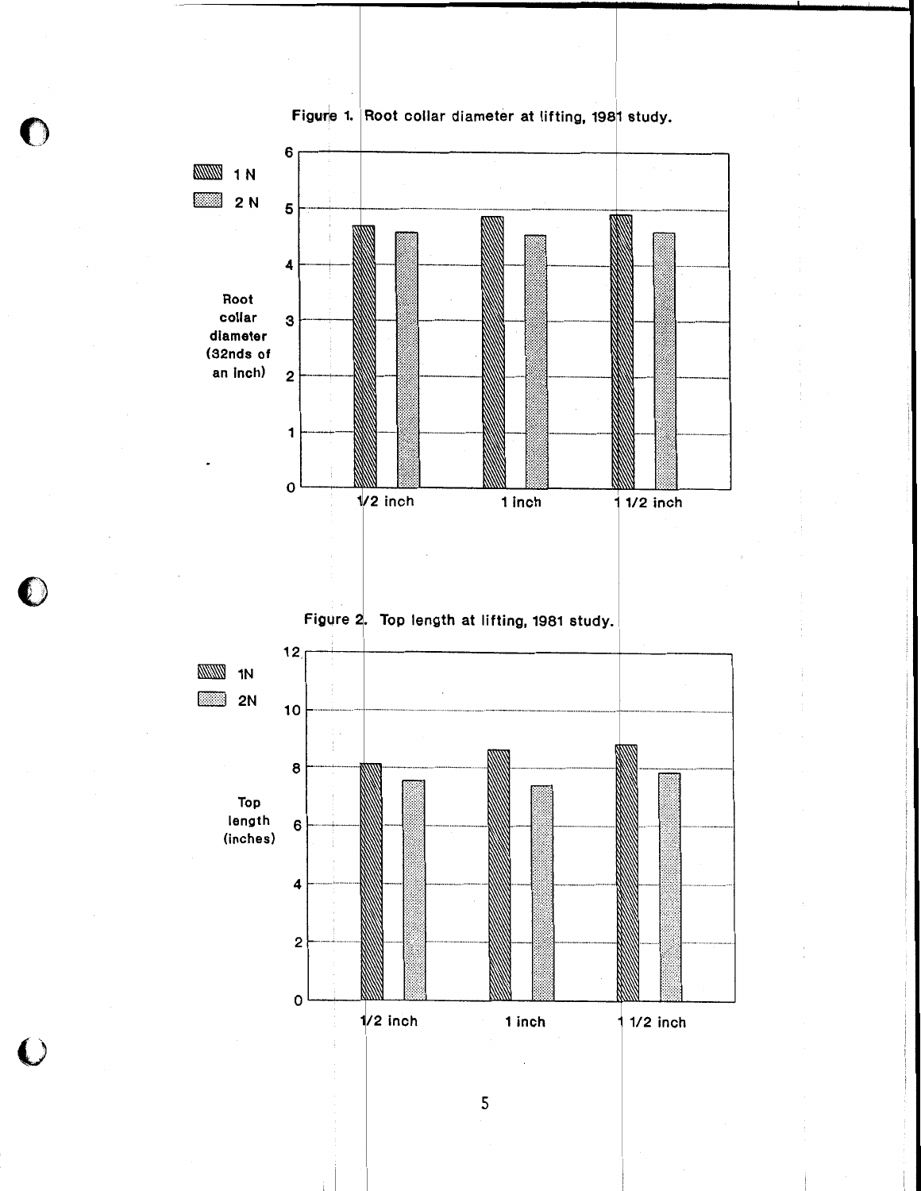Figure 1. Root collar diameter at lifting, 1981 study.

Figure 2. Top length at lifting, 1981 study.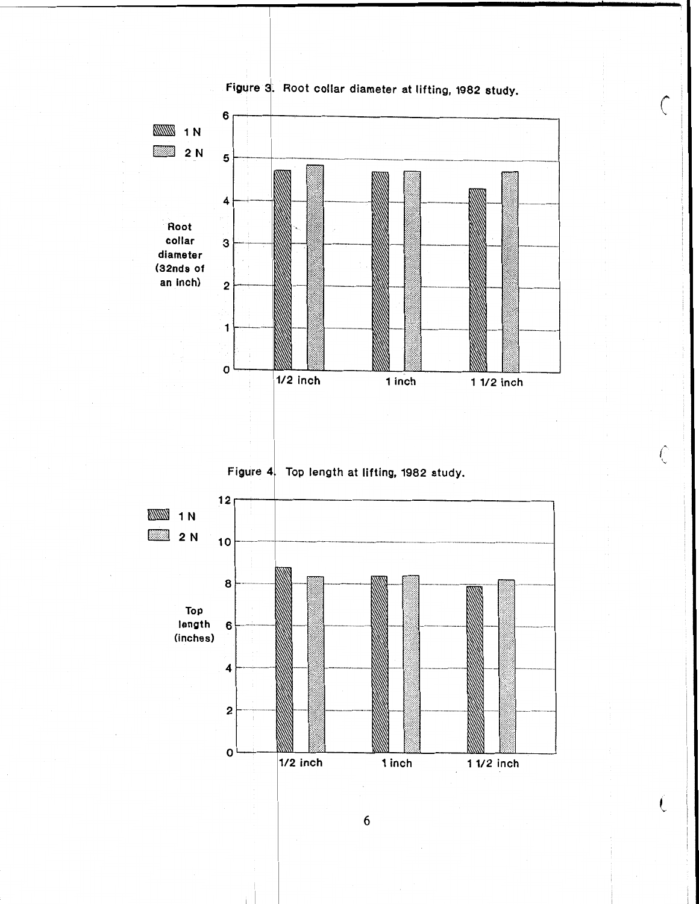Figure 3. Root collar diameter at lifting, 1982 study.

Figure 4. Top length at lifting, 1982 study.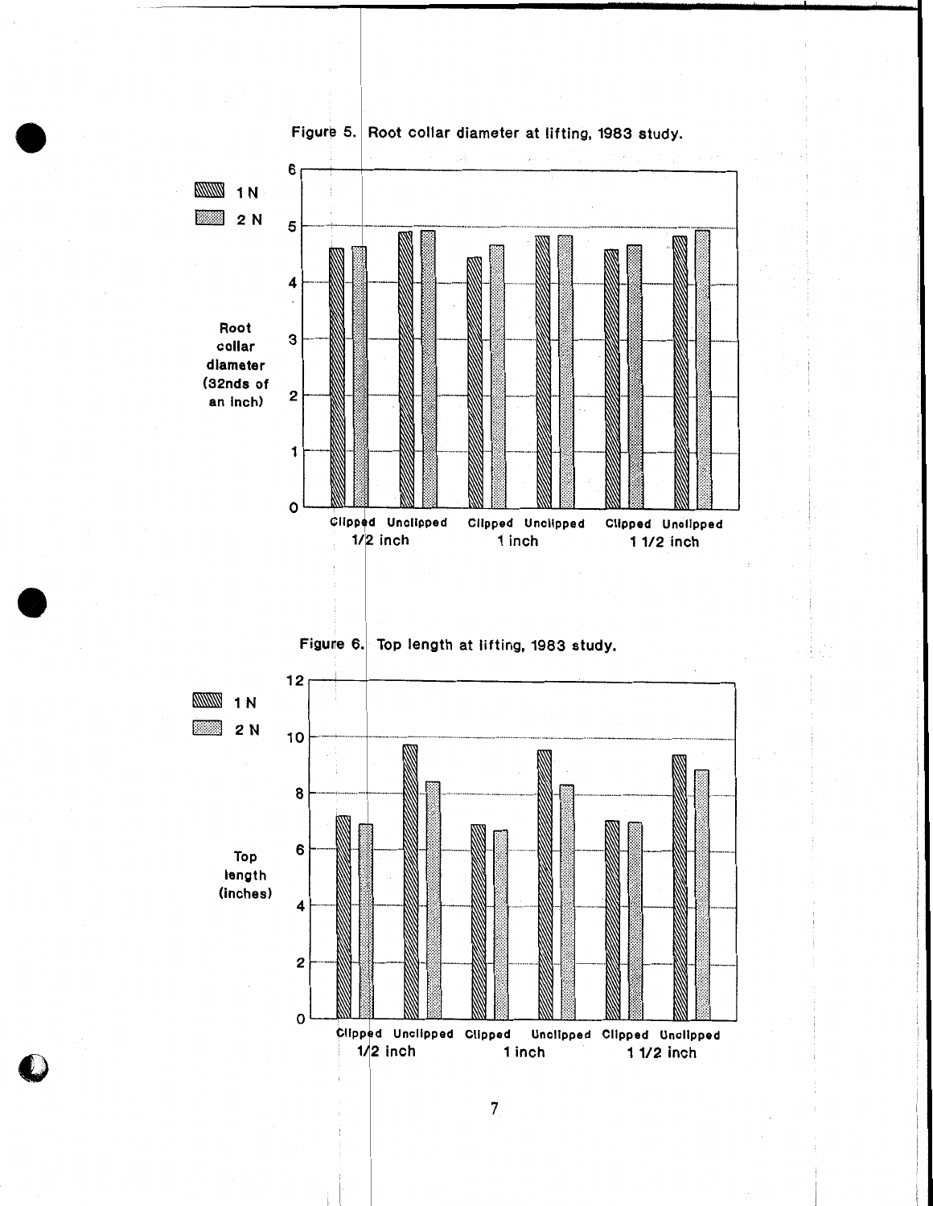Figure 5. Root collar diameter at lifting, 1983 study.

Figure 6. Top length at lifting, 1983 study.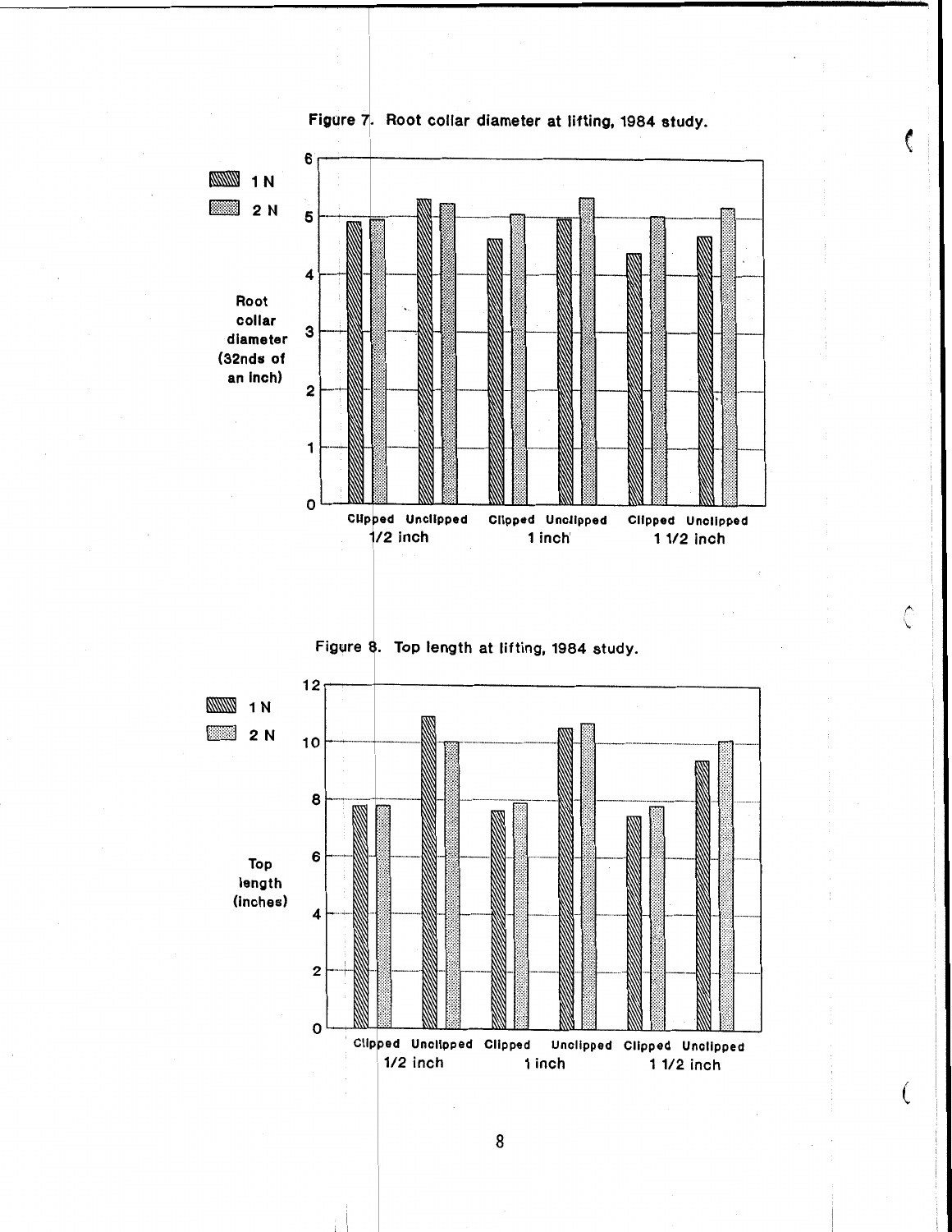Figure 7. Root collar diameter at lifting, 1984 study.

Figure 8. Top length at lifting, 1984 study.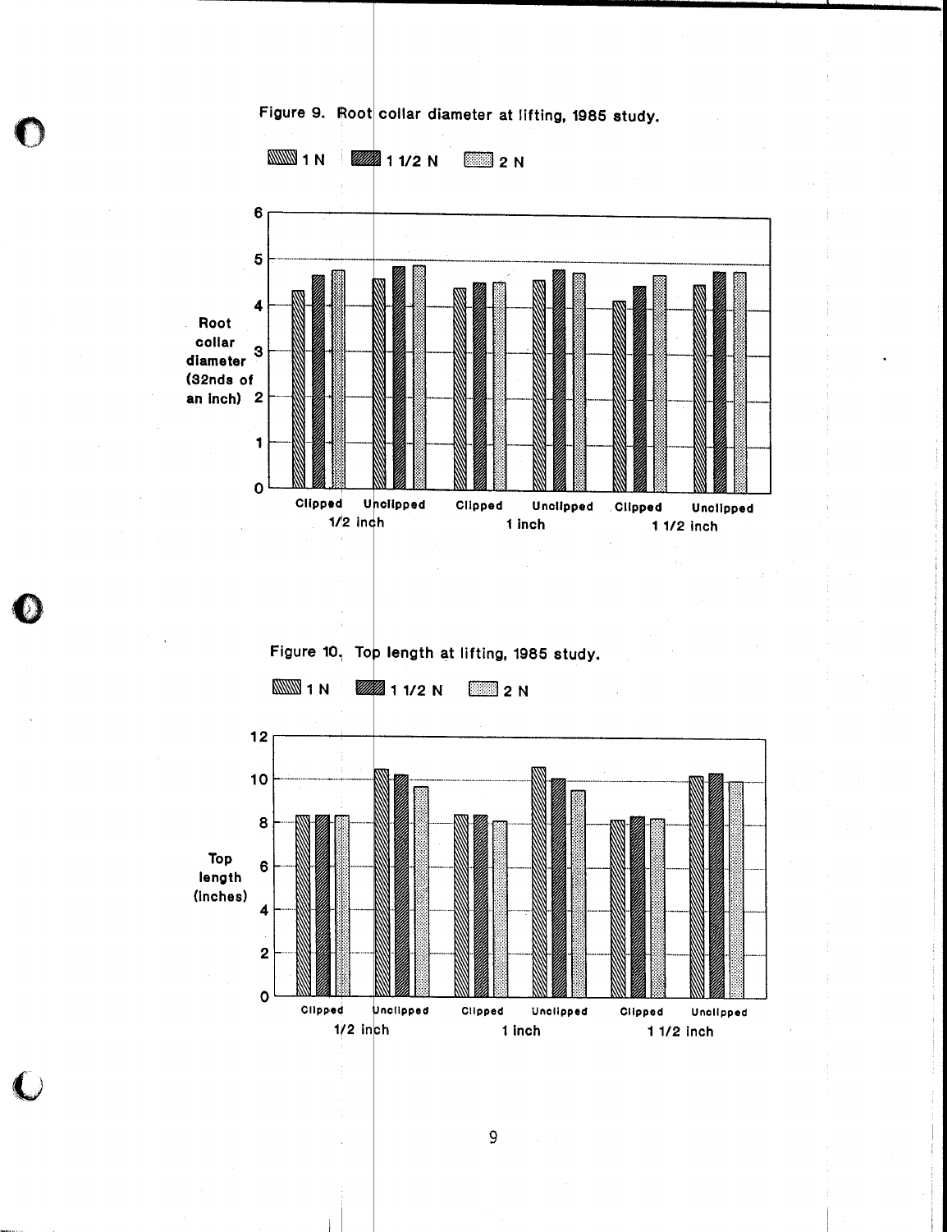Figure 9. Root collar diameter at lifting, 1985 study.

Legend: 1 N, 1 1/2 N, 2 N

Y-axis: Root collar diameter (32nds of an inch), 0–6

X-axis: Clipped, Unclipped (1/2 inch); Clipped, Unclipped (1 inch); Clipped, Unclipped (1 1/2 inch)

Figure 10. Top length at lifting, 1985 study.

Legend: 1 N, 1 1/2 N, 2 N

Y-axis: Top length (inches), 0–12

X-axis: Clipped, Unclipped (1/2 inch); Clipped, Unclipped (1 inch); Clipped, Unclipped (1 1/2 inch)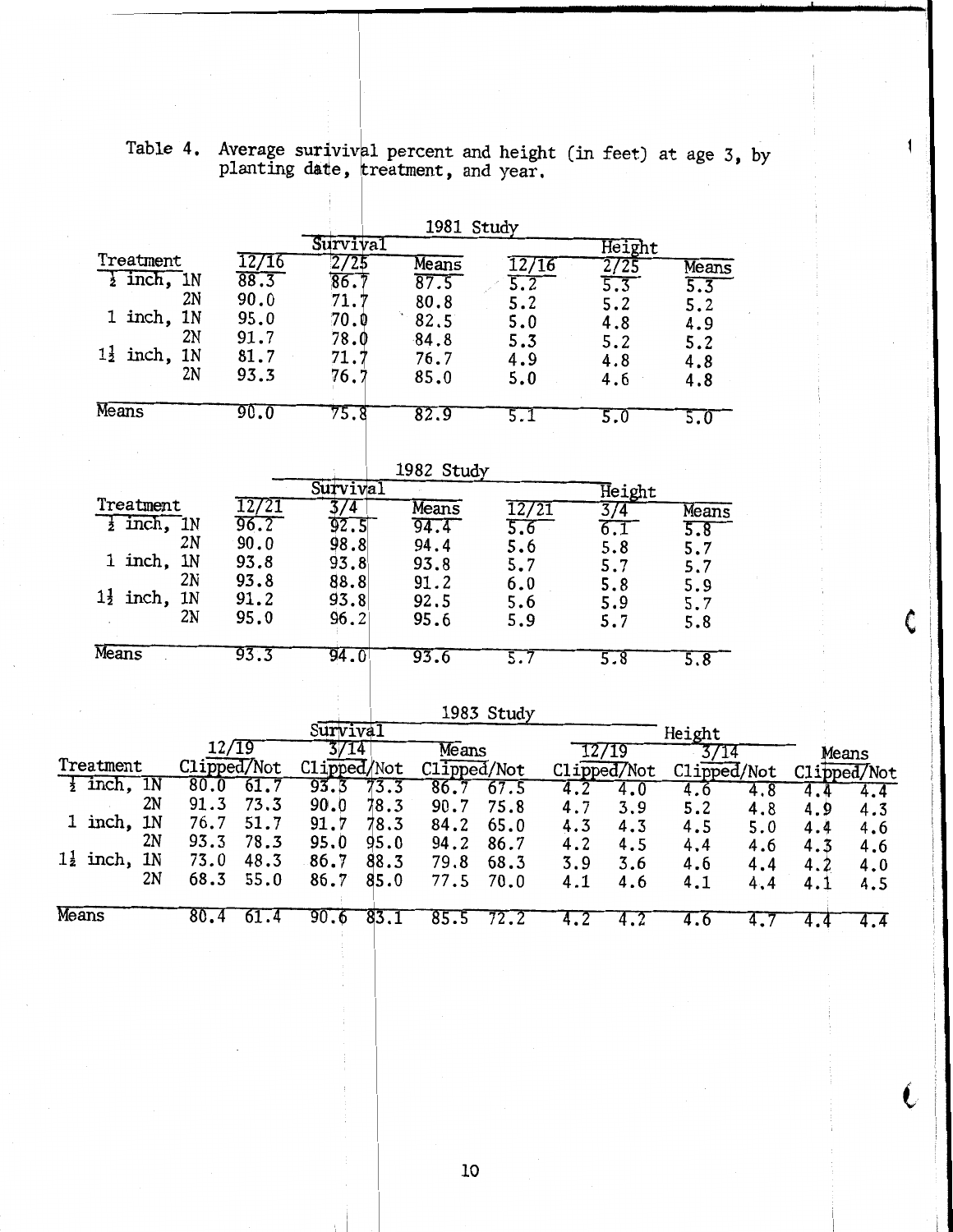Table 4. Average surivival percent and height (in feet) at age 3, by planting date, treatment, and year.

**1981 Study**

| Treatment | | Survival | | | Height | | |
|---|---|---|---|---|---|---|---|
| | | 12/16 | 2/25 | Means | 12/16 | 2/25 | Means |
| ½ inch, | 1N | 88.3 | 86.7 | 87.5 | 5.2 | 5.3 | 5.3 |
| | 2N | 90.0 | 71.7 | 80.8 | 5.2 | 5.2 | 5.2 |
| 1 inch, | 1N | 95.0 | 70.0 | 82.5 | 5.0 | 4.8 | 4.9 |
| | 2N | 91.7 | 78.0 | 84.8 | 5.3 | 5.2 | 5.2 |
| 1½ inch, | 1N | 81.7 | 71.7 | 76.7 | 4.9 | 4.8 | 4.8 |
| | 2N | 93.3 | 76.7 | 85.0 | 5.0 | 4.6 | 4.8 |
| Means | | 90.0 | 75.8 | 82.9 | 5.1 | 5.0 | 5.0 |

**1982 Study**

| Treatment | | Survival | | | Height | | |
|---|---|---|---|---|---|---|---|
| | | 12/21 | 3/4 | Means | 12/21 | 3/4 | Means |
| ½ inch, | 1N | 96.2 | 92.5 | 94.4 | 5.6 | 6.1 | 5.8 |
| | 2N | 90.0 | 98.8 | 94.4 | 5.6 | 5.8 | 5.7 |
| 1 inch, | 1N | 93.8 | 93.8 | 93.8 | 5.7 | 5.7 | 5.7 |
| | 2N | 93.8 | 88.8 | 91.2 | 6.0 | 5.8 | 5.9 |
| 1½ inch, | 1N | 91.2 | 93.8 | 92.5 | 5.6 | 5.9 | 5.7 |
| | 2N | 95.0 | 96.2 | 95.6 | 5.9 | 5.7 | 5.8 |
| Means | | 93.3 | 94.0 | 93.6 | 5.7 | 5.8 | 5.8 |

**1983 Study**

| Treatment | | Survival | | | | | | Height | | | | | |
|---|---|---|---|---|---|---|---|---|---|---|---|---|---|
| | | 12/19 | | 3/14 | | Means | | 12/19 | | 3/14 | | Means | |
| | | Clipped | Not | Clipped | Not | Clipped | Not | Clipped | Not | Clipped | Not | Clipped | Not |
| ½ inch, | 1N | 80.0 | 61.7 | 93.3 | 73.3 | 86.7 | 67.5 | 4.2 | 4.0 | 4.6 | 4.8 | 4.4 | 4.4 |
| | 2N | 91.3 | 73.3 | 90.0 | 78.3 | 90.7 | 75.8 | 4.7 | 3.9 | 5.2 | 4.8 | 4.9 | 4.3 |
| 1 inch, | 1N | 76.7 | 51.7 | 91.7 | 78.3 | 84.2 | 65.0 | 4.3 | 4.3 | 4.5 | 5.0 | 4.4 | 4.6 |
| | 2N | 93.3 | 78.3 | 95.0 | 95.0 | 94.2 | 86.7 | 4.2 | 4.5 | 4.4 | 4.6 | 4.3 | 4.6 |
| 1½ inch, | 1N | 73.0 | 48.3 | 86.7 | 88.3 | 79.8 | 68.3 | 3.9 | 3.6 | 4.6 | 4.4 | 4.2 | 4.0 |
| | 2N | 68.3 | 55.0 | 86.7 | 85.0 | 77.5 | 70.0 | 4.1 | 4.6 | 4.1 | 4.4 | 4.1 | 4.5 |
| Means | | 80.4 | 61.4 | 90.6 | 83.1 | 85.5 | 72.2 | 4.2 | 4.2 | 4.6 | 4.7 | 4.4 | 4.4 |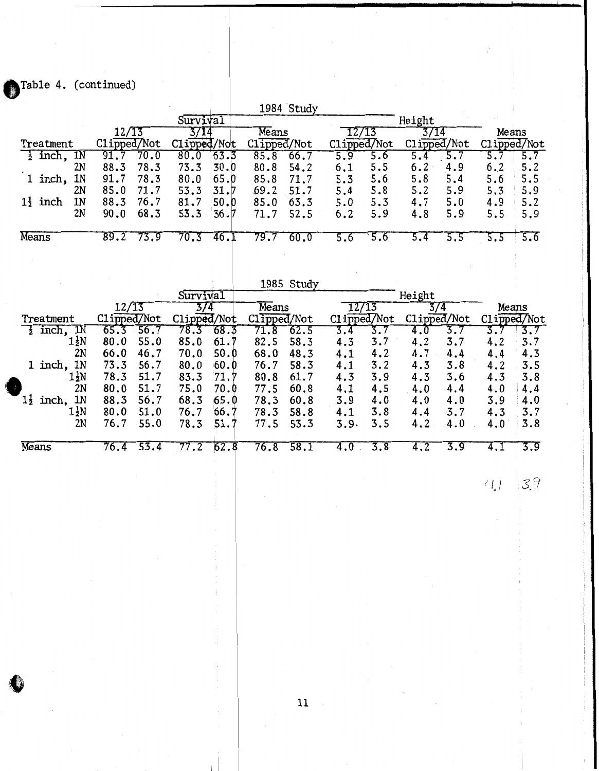Table 4. (continued)

1984 Study

| Treatment | | Survival 12/13 Clipped | Survival 12/13 Not | Survival 3/14 Clipped | Survival 3/14 Not | Survival Means Clipped | Survival Means Not | Height 12/13 Clipped | Height 12/13 Not | Height 3/14 Clipped | Height 3/14 Not | Height Means Clipped | Height Means Not |
|---|---|---|---|---|---|---|---|---|---|---|---|---|---|
| ½ inch, | 1N | 91.7 | 70.0 | 80.0 | 63.3 | 85.8 | 66.7 | 5.9 | 5.6 | 5.4 | 5.7 | 5.7 | 5.7 |
| | 2N | 88.3 | 78.3 | 73.3 | 30.0 | 80.8 | 54.2 | 6.1 | 5.5 | 6.2 | 4.9 | 6.2 | 5.2 |
| 1 inch, | 1N | 91.7 | 78.3 | 80.0 | 65.0 | 85.8 | 71.7 | 5.3 | 5.6 | 5.8 | 5.4 | 5.6 | 5.5 |
| | 2N | 85.0 | 71.7 | 53.3 | 31.7 | 69.2 | 51.7 | 5.4 | 5.8 | 5.2 | 5.9 | 5.3 | 5.9 |
| 1½ inch | 1N | 88.3 | 76.7 | 81.7 | 50.0 | 85.0 | 63.3 | 5.0 | 5.3 | 4.7 | 5.0 | 4.9 | 5.2 |
| | 2N | 90.0 | 68.3 | 53.3 | 36.7 | 71.7 | 52.5 | 6.2 | 5.9 | 4.8 | 5.9 | 5.5 | 5.9 |
| Means | | 89.2 | 73.9 | 70.3 | 46.1 | 79.7 | 60.0 | 5.6 | 5.6 | 5.4 | 5.5 | 5.5 | 5.6 |

1985 Study

| Treatment | | Survival 12/13 Clipped | Survival 12/13 Not | Survival 3/4 Clipped | Survival 3/4 Not | Survival Means Clipped | Survival Means Not | Height 12/13 Clipped | Height 12/13 Not | Height 3/4 Clipped | Height 3/4 Not | Height Means Clipped | Height Means Not |
|---|---|---|---|---|---|---|---|---|---|---|---|---|---|
| ½ inch, | 1N | 65.3 | 56.7 | 78.3 | 68.3 | 71.8 | 62.5 | 3.4 | 3.7 | 4.0 | 3.7 | 3.7 | 3.7 |
| | 1½N | 80.0 | 55.0 | 85.0 | 61.7 | 82.5 | 58.3 | 4.3 | 3.7 | 4.2 | 3.7 | 4.2 | 3.7 |
| | 2N | 66.0 | 46.7 | 70.0 | 50.0 | 68.0 | 48.3 | 4.1 | 4.2 | 4.7 | 4.4 | 4.4 | 4.3 |
| 1 inch, | 1N | 73.3 | 56.7 | 80.0 | 60.0 | 76.7 | 58.3 | 4.1 | 3.2 | 4.3 | 3.8 | 4.2 | 3.5 |
| | 1½N | 78.3 | 51.7 | 83.3 | 71.7 | 80.8 | 61.7 | 4.3 | 3.9 | 4.3 | 3.6 | 4.3 | 3.8 |
| | 2N | 80.0 | 51.7 | 75.0 | 70.0 | 77.5 | 60.8 | 4.1 | 4.5 | 4.0 | 4.4 | 4.0 | 4.4 |
| 1½ inch, | 1N | 88.3 | 56.7 | 68.3 | 65.0 | 78.3 | 60.8 | 3.9 | 4.0 | 4.0 | 4.0 | 3.9 | 4.0 |
| | 1½N | 80.0 | 51.0 | 76.7 | 66.7 | 78.3 | 58.8 | 4.1 | 3.8 | 4.4 | 3.7 | 4.3 | 3.7 |
| | 2N | 76.7 | 55.0 | 78.3 | 51.7 | 77.5 | 53.3 | 3.9 | 3.5 | 4.2 | 4.0 | 4.0 | 3.8 |
| Means | | 76.4 | 53.4 | 77.2 | 62.8 | 76.8 | 58.1 | 4.0 | 3.8 | 4.2 | 3.9 | 4.1 | 3.9 |

4.1 3.9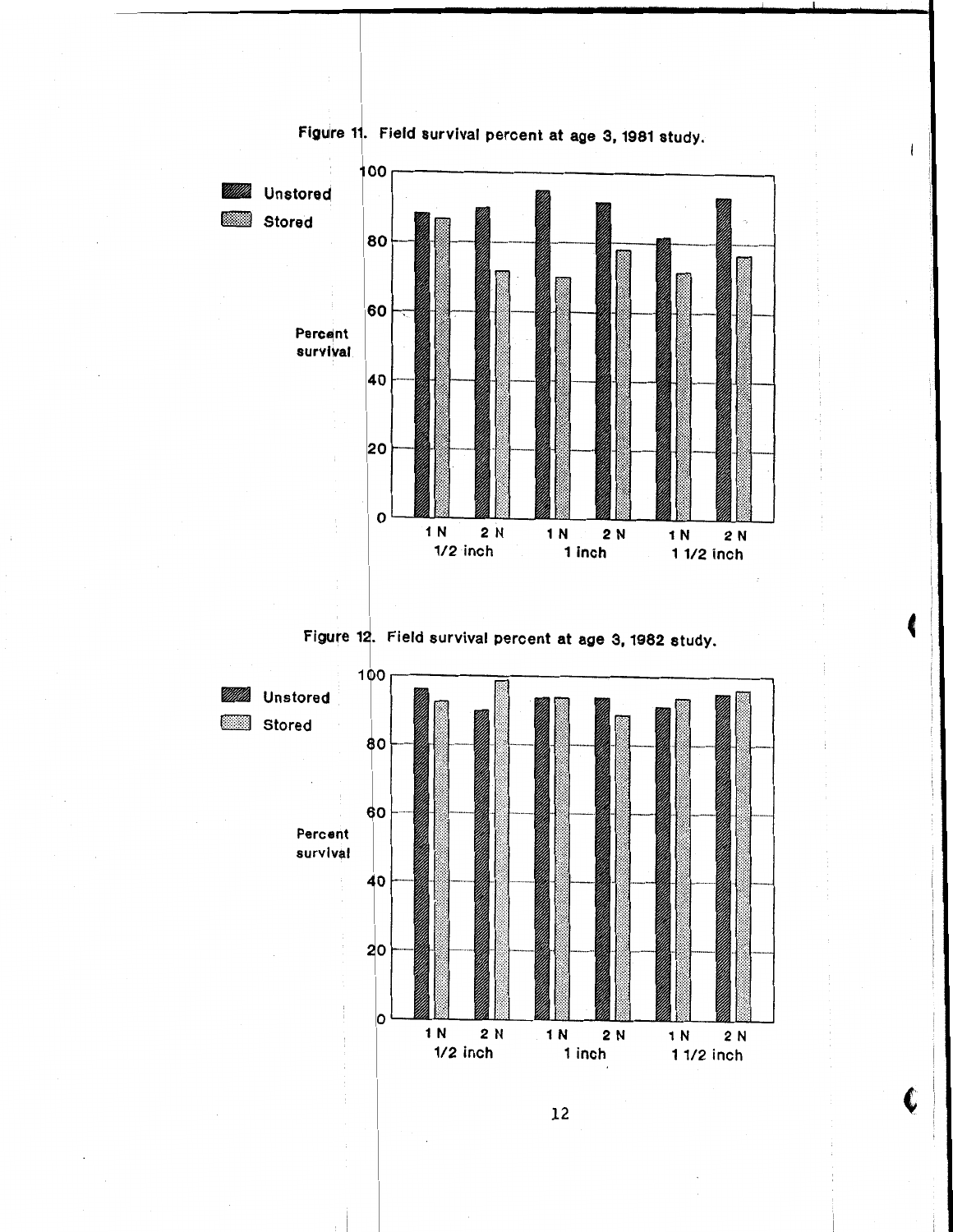Figure 11. Field survival percent at age 3, 1981 study.

Figure 12. Field survival percent at age 3, 1982 study.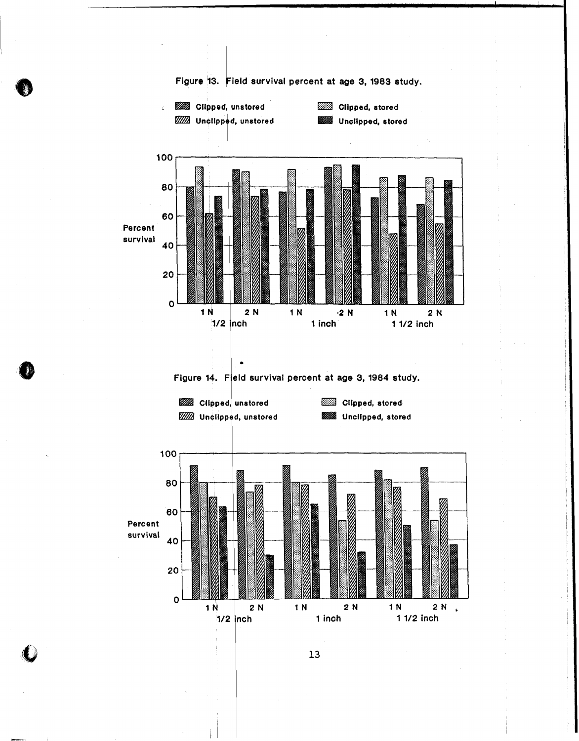Figure 13. Field survival percent at age 3, 1983 study.

Figure 14. Field survival percent at age 3, 1984 study.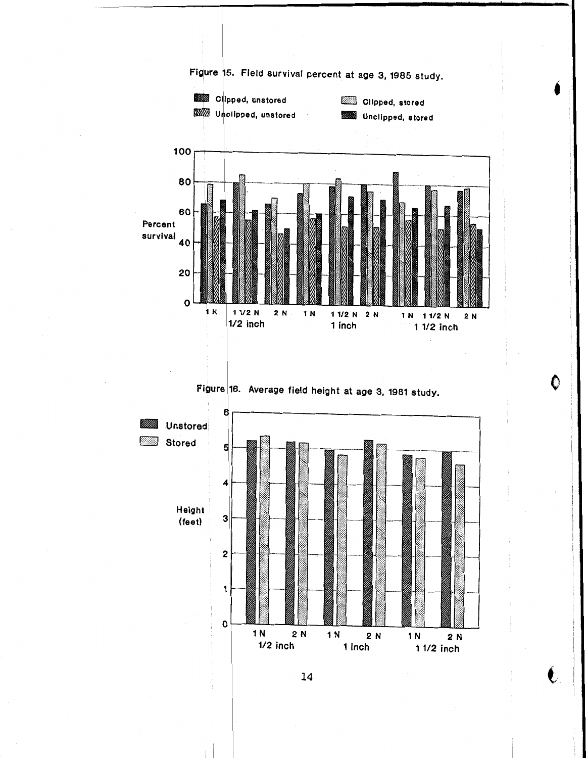Figure 15. Field survival percent at age 3, 1985 study.

Figure 16. Average field height at age 3, 1981 study.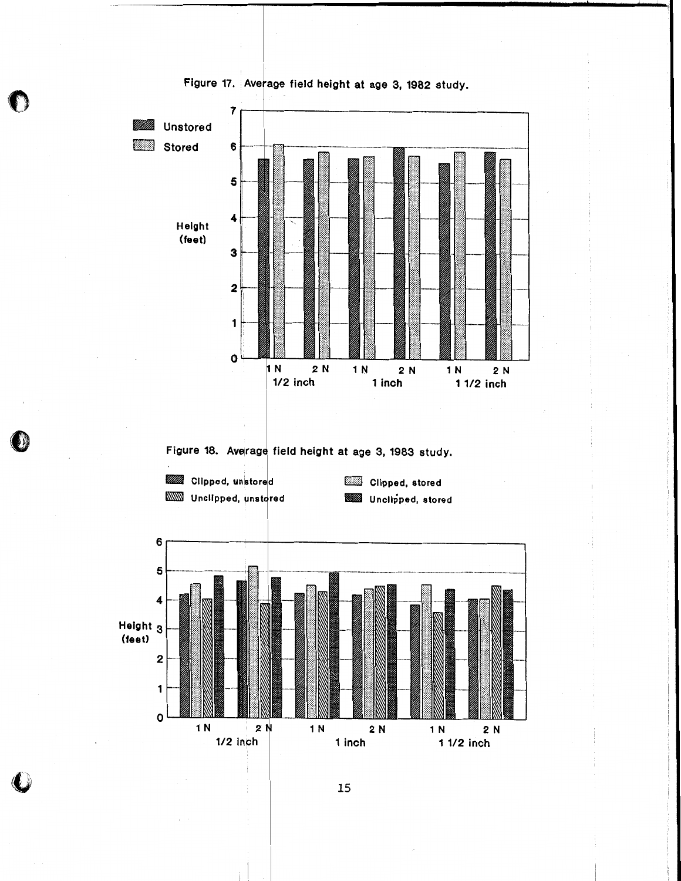Figure 17. Average field height at age 3, 1982 study.

Figure 18. Average field height at age 3, 1983 study.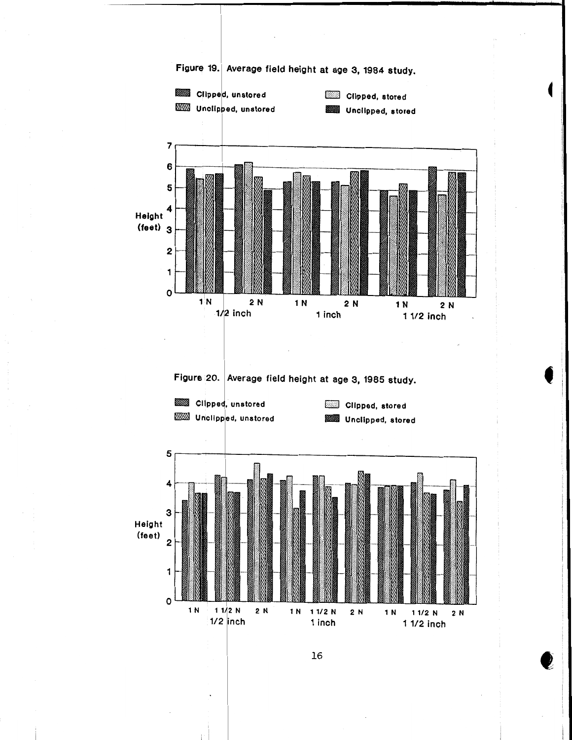Figure 19. Average field height at age 3, 1984 study.

Clipped, unstored | Clipped, stored | Unclipped, unstored | Unclipped, stored

Height (feet)

0 1 2 3 4 5 6 7

1 N | 2 N | 1 N | 2 N | 1 N | 2 N

1/2 inch | 1 inch | 1 1/2 inch

Figure 20. Average field height at age 3, 1985 study.

Clipped, unstored | Clipped, stored | Unclipped, unstored | Unclipped, stored

Height (feet)

0 1 2 3 4 5

1 N | 1 1/2 N | 2 N | 1 N | 1 1/2 N | 2 N | 1 N | 1 1/2 N | 2 N

1/2 inch | 1 inch | 1 1/2 inch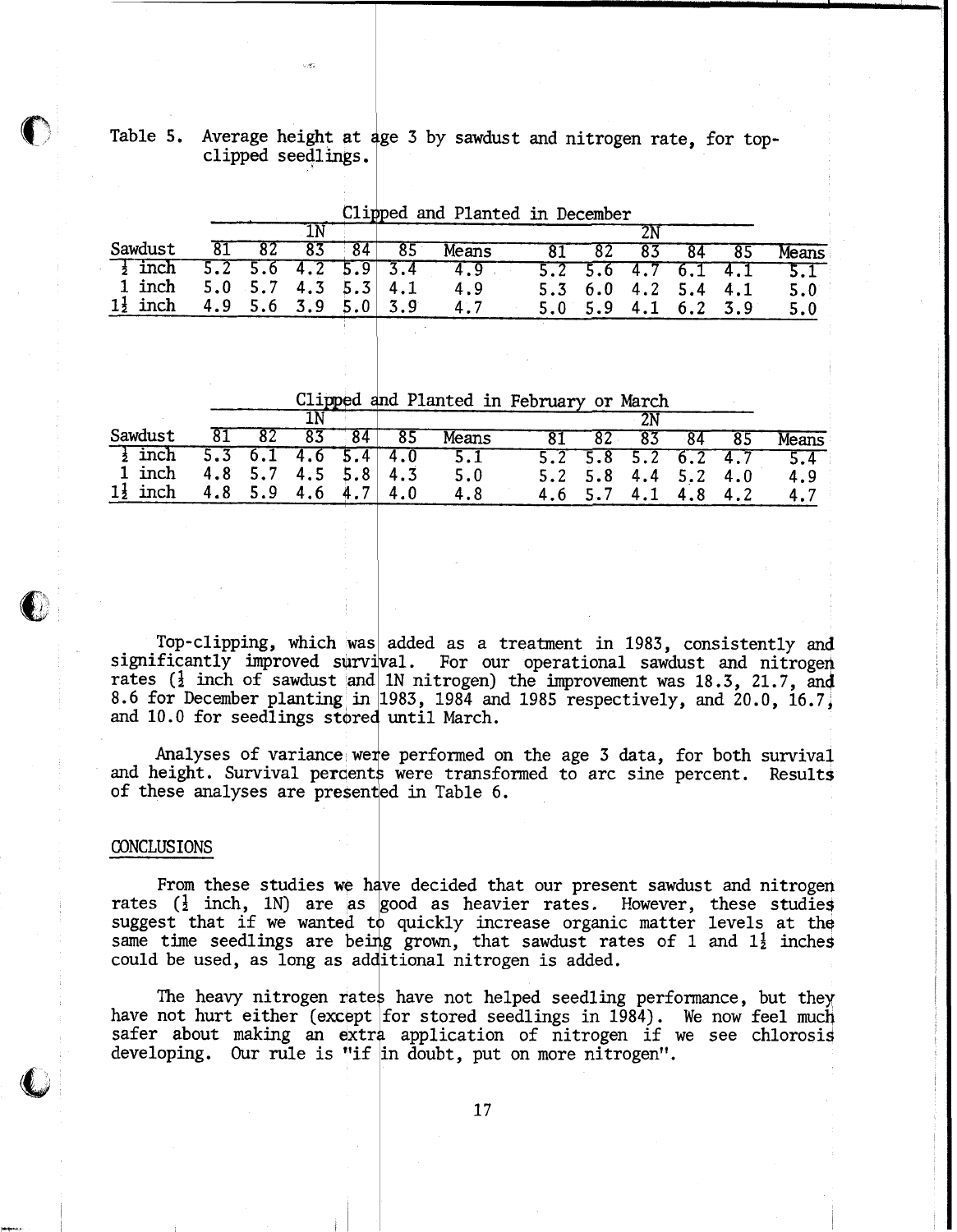Table 5. Average height at age 3 by sawdust and nitrogen rate, for top-clipped seedlings.

Clipped and Planted in December

| Sawdust | 1N | | | | | | 2N | | | | | |
|---|---|---|---|---|---|---|---|---|---|---|---|---|
| | 81 | 82 | 83 | 84 | 85 | Means | 81 | 82 | 83 | 84 | 85 | Means |
| ½ inch | 5.2 | 5.6 | 4.2 | 5.9 | 3.4 | 4.9 | 5.2 | 5.6 | 4.7 | 6.1 | 4.1 | 5.1 |
| 1 inch | 5.0 | 5.7 | 4.3 | 5.3 | 4.1 | 4.9 | 5.3 | 6.0 | 4.2 | 5.4 | 4.1 | 5.0 |
| 1½ inch | 4.9 | 5.6 | 3.9 | 5.0 | 3.9 | 4.7 | 5.0 | 5.9 | 4.1 | 6.2 | 3.9 | 5.0 |

Clipped and Planted in February or March

| Sawdust | 1N | | | | | | 2N | | | | | |
|---|---|---|---|---|---|---|---|---|---|---|---|---|
| | 81 | 82 | 83 | 84 | 85 | Means | 81 | 82 | 83 | 84 | 85 | Means |
| ½ inch | 5.3 | 6.1 | 4.6 | 5.4 | 4.0 | 5.1 | 5.2 | 5.8 | 5.2 | 6.2 | 4.7 | 5.4 |
| 1 inch | 4.8 | 5.7 | 4.5 | 5.8 | 4.3 | 5.0 | 5.2 | 5.8 | 4.4 | 5.2 | 4.0 | 4.9 |
| 1½ inch | 4.8 | 5.9 | 4.6 | 4.7 | 4.0 | 4.8 | 4.6 | 5.7 | 4.1 | 4.8 | 4.2 | 4.7 |

Top-clipping, which was added as a treatment in 1983, consistently and significantly improved survival. For our operational sawdust and nitrogen rates (½ inch of sawdust and 1N nitrogen) the improvement was 18.3, 21.7, and 8.6 for December planting in 1983, 1984 and 1985 respectively, and 20.0, 16.7, and 10.0 for seedlings stored until March.

Analyses of variance were performed on the age 3 data, for both survival and height. Survival percents were transformed to arc sine percent. Results of these analyses are presented in Table 6.

## CONCLUSIONS

From these studies we have decided that our present sawdust and nitrogen rates (½ inch, 1N) are as good as heavier rates. However, these studies suggest that if we wanted to quickly increase organic matter levels at the same time seedlings are being grown, that sawdust rates of 1 and 1½ inches could be used, as long as additional nitrogen is added.

The heavy nitrogen rates have not helped seedling performance, but they have not hurt either (except for stored seedlings in 1984). We now feel much safer about making an extra application of nitrogen if we see chlorosis developing. Our rule is "if in doubt, put on more nitrogen".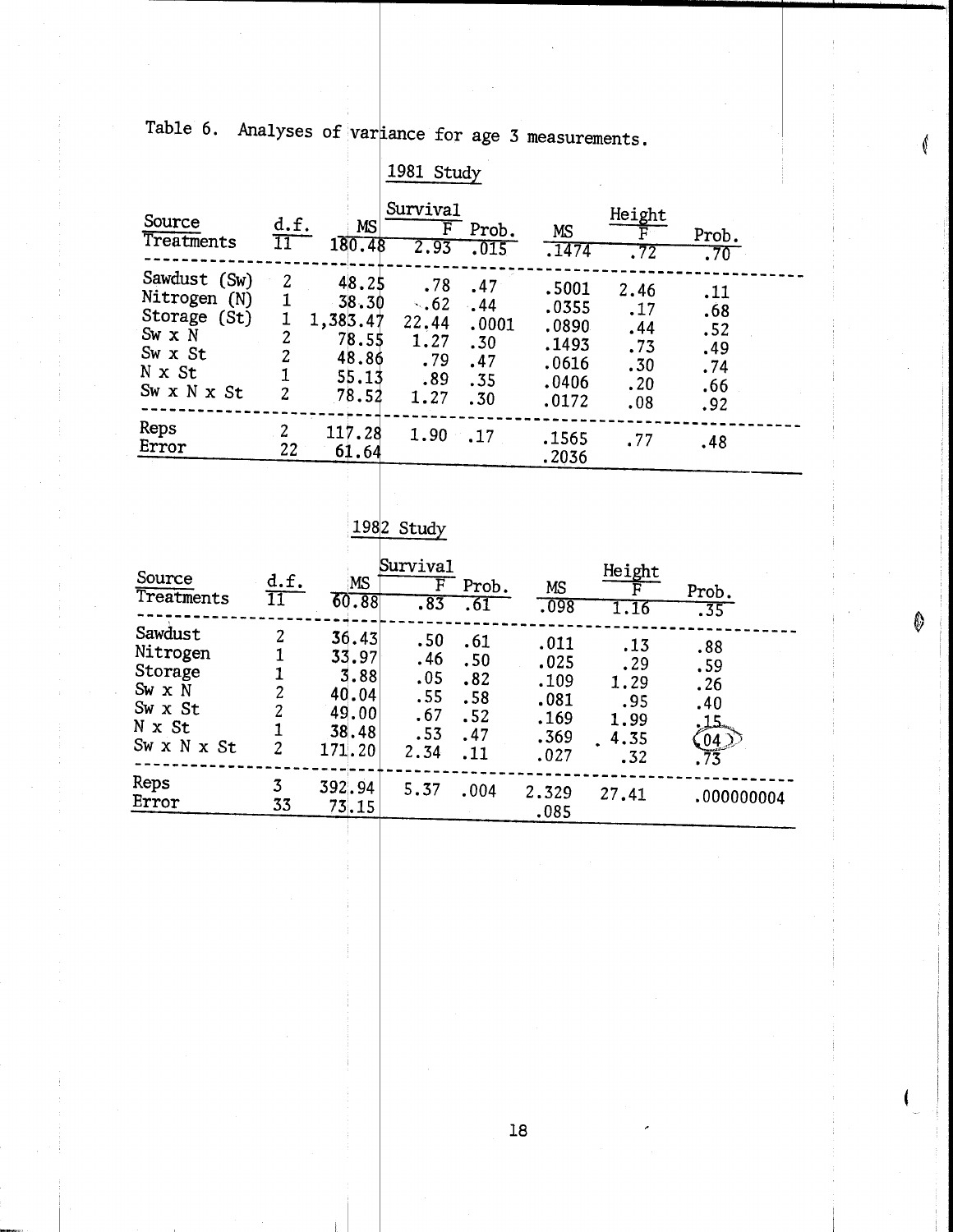Table 6. Analyses of variance for age 3 measurements.

1981 Study

| Source | d.f. | Survival MS | Survival F | Survival Prob. | Height MS | Height F | Height Prob. |
|---|---|---|---|---|---|---|---|
| Treatments | 11 | 180.48 | 2.93 | .015 | .1474 | .72 | .70 |
| Sawdust (Sw) | 2 | 48.25 | .78 | .47 | .5001 | 2.46 | .11 |
| Nitrogen (N) | 1 | 38.30 | .62 | .44 | .0355 | .17 | .68 |
| Storage (St) | 1 | 1,383.47 | 22.44 | .0001 | .0890 | .44 | .52 |
| Sw x N | 2 | 78.55 | 1.27 | .30 | .1493 | .73 | .49 |
| Sw x St | 2 | 48.86 | .79 | .47 | .0616 | .30 | .74 |
| N x St | 1 | 55.13 | .89 | .35 | .0406 | .20 | .66 |
| Sw x N x St | 2 | 78.52 | 1.27 | .30 | .0172 | .08 | .92 |
| Reps | 2 | 117.28 | 1.90 | .17 | .1565 | .77 | .48 |
| Error | 22 | 61.64 | | | .2036 | | |

1982 Study

| Source | d.f. | Survival MS | Survival F | Survival Prob. | Height MS | Height F | Height Prob. |
|---|---|---|---|---|---|---|---|
| Treatments | 11 | 60.88 | .83 | .61 | .098 | 1.16 | .35 |
| Sawdust | 2 | 36.43 | .50 | .61 | .011 | .13 | .88 |
| Nitrogen | 1 | 33.97 | .46 | .50 | .025 | .29 | .59 |
| Storage | 1 | 3.88 | .05 | .82 | .109 | 1.29 | .26 |
| Sw x N | 2 | 40.04 | .55 | .58 | .081 | .95 | .40 |
| Sw x St | 2 | 49.00 | .67 | .52 | .169 | 1.99 | .15 |
| N x St | 1 | 38.48 | .53 | .47 | .369 | 4.35 | .04 |
| Sw x N x St | 2 | 171.20 | 2.34 | .11 | .027 | .32 | .73 |
| Reps | 3 | 392.94 | 5.37 | .004 | 2.329 | 27.41 | .000000004 |
| Error | 33 | 73.15 | | | .085 | | |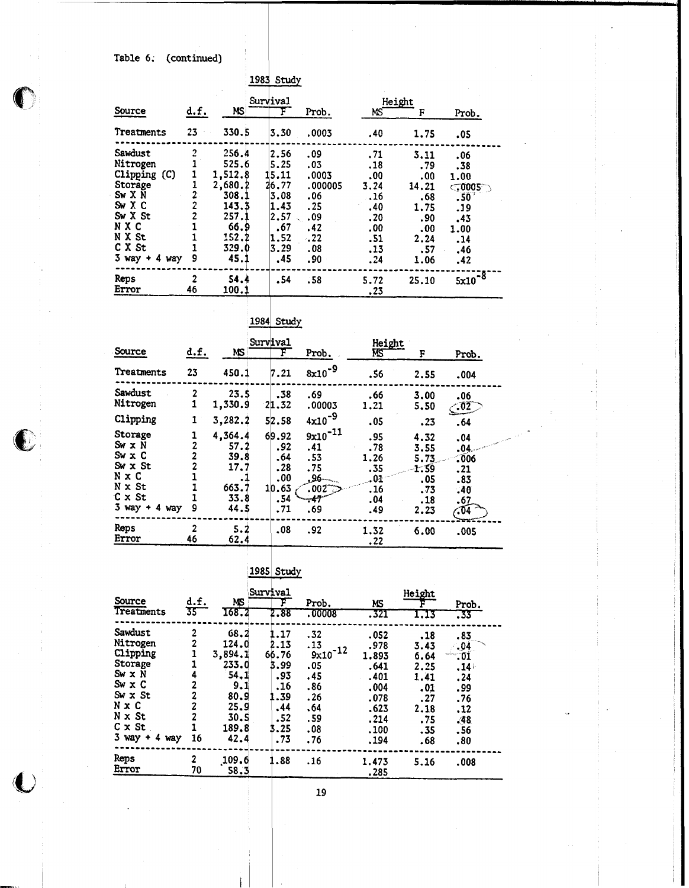Table 6. (continued)

## 1983 Study

| Source | d.f. | Survival MS | Survival F | Survival Prob. | Height MS | Height F | Height Prob. |
|---|---|---|---|---|---|---|---|
| Treatments | 23 | 330.5 | 3.30 | .0003 | .40 | 1.75 | .05 |
| Sawdust | 2 | 256.4 | 2.56 | .09 | .71 | 3.11 | .06 |
| Nitrogen | 1 | 525.6 | 5.25 | .03 | .18 | .79 | .38 |
| Clipping (C) | 1 | 1,512.8 | 15.11 | .0003 | .00 | .00 | 1.00 |
| Storage | 1 | 2,680.2 | 26.77 | .000005 | 3.24 | 14.21 | .0005 |
| Sw X N | 2 | 308.1 | 3.08 | .06 | .16 | .68 | .50 |
| Sw X C | 2 | 143.3 | 1.43 | .25 | .40 | 1.75 | .19 |
| Sw X St | 2 | 257.1 | 2.57 | .09 | .20 | .90 | .43 |
| N X C | 1 | 66.9 | .67 | .42 | .00 | .00 | 1.00 |
| N X St | 1 | 152.2 | 1.52 | .22 | .51 | 2.24 | .14 |
| C X St | 1 | 329.0 | 3.29 | .08 | .13 | .57 | .46 |
| 3 way + 4 way | 9 | 45.1 | .45 | .90 | .24 | 1.06 | .42 |
| Reps | 2 | 54.4 | .54 | .58 | 5.72 | 25.10 | $5x10^{-8}$ |
| Error | 46 | 100.1 | | | .23 | | |

## 1984 Study

| Source | d.f. | Survival MS | Survival F | Survival Prob. | Height MS | Height F | Height Prob. |
|---|---|---|---|---|---|---|---|
| Treatments | 23 | 450.1 | 7.21 | $8x10^{-9}$ | .56 | 2.55 | .004 |
| Sawdust | 2 | 23.5 | .38 | .69 | .66 | 3.00 | .06 |
| Nitrogen | 1 | 1,330.9 | 21.32 | .00003 | 1.21 | 5.50 | .02 |
| Clipping | 1 | 3,282.2 | 52.58 | $4x10^{-9}$ | .05 | .23 | .64 |
| Storage | 1 | 4,364.4 | 69.92 | $9x10^{-11}$ | .95 | 4.32 | .04 |
| Sw x N | 2 | 57.2 | .92 | .41 | .78 | 3.55 | .04 |
| Sw x C | 2 | 39.8 | .64 | .53 | 1.26 | 5.73 | .006 |
| Sw x St | 2 | 17.7 | .28 | .75 | .35 | 1.59 | .21 |
| N x C | 1 | .1 | .00 | .96 | .01 | .05 | .83 |
| N x St | 1 | 663.7 | 10.63 | .002 | .16 | .73 | .40 |
| C x St | 1 | 33.8 | .54 | .47 | .04 | .18 | .67 |
| 3 way + 4 way | 9 | 44.5 | .71 | .69 | .49 | 2.23 | .04 |
| Reps | 2 | 5.2 | .08 | .92 | 1.32 | 6.00 | .005 |
| Error | 46 | 62.4 | | | .22 | | |

## 1985 Study

| Source | d.f. | Survival MS | Survival F | Survival Prob. | Height MS | Height F | Height Prob. |
|---|---|---|---|---|---|---|---|
| Treatments | 35 | 168.2 | 2.88 | .00008 | .321 | 1.13 | .33 |
| Sawdust | 2 | 68.2 | 1.17 | .32 | .052 | .18 | .83 |
| Nitrogen | 2 | 124.0 | 2.13 | .13 | .978 | 3.43 | .04 |
| Clipping | 1 | 3,894.1 | 66.76 | $9x10^{-12}$ | 1.893 | 6.64 | .01 |
| Storage | 1 | 233.0 | 3.99 | .05 | .641 | 2.25 | .14 |
| Sw x N | 4 | 54.1 | .93 | .45 | .401 | 1.41 | .24 |
| Sw x C | 2 | 9.1 | .16 | .86 | .004 | .01 | .99 |
| Sw x St | 2 | 80.9 | 1.39 | .26 | .078 | .27 | .76 |
| N x C | 2 | 25.9 | .44 | .64 | .623 | 2.18 | .12 |
| N x St | 2 | 30.5 | .52 | .59 | .214 | .75 | .48 |
| C x St | 1 | 189.8 | 3.25 | .08 | .100 | .35 | .56 |
| 3 way + 4 way | 16 | 42.4 | .73 | .76 | .194 | .68 | .80 |
| Reps | 2 | 109.6 | 1.88 | .16 | 1.473 | 5.16 | .008 |
| Error | 70 | 58.3 | | | .285 | | |